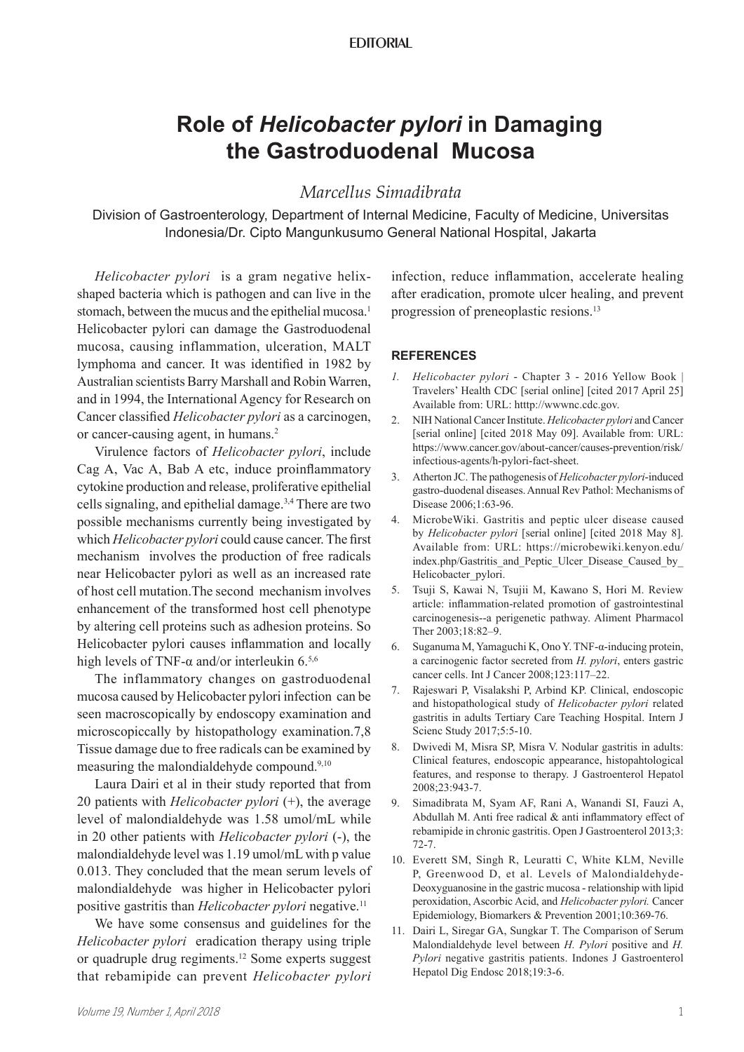EDITORIAL

# Role of *Helicobacter pylori* in Damaging the Gastroduodenal Mucosa

*Marcellus Simadibrata*

Division of Gastroenterology, Department of Internal Medicine, Faculty of Medicine, Universitas Indonesia/Dr. Cipto Mangunkusumo General National Hospital, Jakarta

*Helicobacter pylori* is a gram negative helix-shaped bacteria which is pathogen and can live in the stomach, between the mucus and the epithelial mucosa.[1] Helicobacter pylori can damage the Gastroduodenal mucosa, causing inflammation, ulceration, MALT lymphoma and cancer. It was identified in 1982 by Australian scientists Barry Marshall and Robin Warren, and in 1994, the International Agency for Research on Cancer classified *Helicobacter pylori* as a carcinogen, or cancer-causing agent, in humans.[2]

Virulence factors of *Helicobacter pylori*, include Cag A, Vac A, Bab A etc, induce proinflammatory cytokine production and release, proliferative epithelial cells signaling, and epithelial damage.[3,4] There are two possible mechanisms currently being investigated by which *Helicobacter pylori* could cause cancer. The first mechanism involves the production of free radicals near Helicobacter pylori as well as an increased rate of host cell mutation.The second mechanism involves enhancement of the transformed host cell phenotype by altering cell proteins such as adhesion proteins. So Helicobacter pylori causes inflammation and locally high levels of TNF-α and/or interleukin 6.[5,6]

The inflammatory changes on gastroduodenal mucosa caused by Helicobacter pylori infection can be seen macroscopically by endoscopy examination and microscopiccally by histopathology examination.7,8 Tissue damage due to free radicals can be examined by measuring the malondialdehyde compound.[9,10]

Laura Dairi et al in their study reported that from 20 patients with *Helicobacter pylori* (+), the average level of malondialdehyde was 1.58 umol/mL while in 20 other patients with *Helicobacter pylori* (-), the malondialdehyde level was 1.19 umol/mL with p value 0.013. They concluded that the mean serum levels of malondialdehyde was higher in Helicobacter pylori positive gastritis than *Helicobacter pylori* negative.[11]

We have some consensus and guidelines for the *Helicobacter pylori* eradication therapy using triple or quadruple drug regiments.[12] Some experts suggest that rebamipide can prevent *Helicobacter pylori* infection, reduce inflammation, accelerate healing after eradication, promote ulcer healing, and prevent progression of preneoplastic resions.[13]

## REFERENCES

1. *Helicobacter pylori* - Chapter 3 - 2016 Yellow Book | Travelers' Health CDC [serial online] [cited 2017 April 25] Available from: URL: htttp://wwwnc.cdc.gov.
2. NIH National Cancer Institute. *Helicobacter pylori* and Cancer [serial online] [cited 2018 May 09]. Available from: URL: https://www.cancer.gov/about-cancer/causes-prevention/risk/infectious-agents/h-pylori-fact-sheet.
3. Atherton JC. The pathogenesis of *Helicobacter pylori*-induced gastro-duodenal diseases. Annual Rev Pathol: Mechanisms of Disease 2006;1:63-96.
4. MicrobeWiki. Gastritis and peptic ulcer disease caused by *Helicobacter pylori* [serial online] [cited 2018 May 8]. Available from: URL: https://microbewiki.kenyon.edu/index.php/Gastritis_and_Peptic_Ulcer_Disease_Caused_by_Helicobacter_pylori.
5. Tsuji S, Kawai N, Tsujii M, Kawano S, Hori M. Review article: inflammation-related promotion of gastrointestinal carcinogenesis--a perigenetic pathway. Aliment Pharmacol Ther 2003;18:82–9.
6. Suganuma M, Yamaguchi K, Ono Y. TNF-α-inducing protein, a carcinogenic factor secreted from *H. pylori*, enters gastric cancer cells. Int J Cancer 2008;123:117–22.
7. Rajeswari P, Visalakshi P, Arbind KP. Clinical, endoscopic and histopathological study of *Helicobacter pylori* related gastritis in adults Tertiary Care Teaching Hospital. Intern J Scienc Study 2017;5:5-10.
8. Dwivedi M, Misra SP, Misra V. Nodular gastritis in adults: Clinical features, endoscopic appearance, histopahtological features, and response to therapy. J Gastroenterol Hepatol 2008;23:943-7.
9. Simadibrata M, Syam AF, Rani A, Wanandi SI, Fauzi A, Abdullah M. Anti free radical & anti inflammatory effect of rebamipide in chronic gastritis. Open J Gastroenterol 2013;3:72-7.
10. Everett SM, Singh R, Leuratti C, White KLM, Neville P, Greenwood D, et al. Levels of Malondialdehyde-Deoxyguanosine in the gastric mucosa - relationship with lipid peroxidation, Ascorbic Acid, and *Helicobacter pylori.* Cancer Epidemiology, Biomarkers & Prevention 2001;10:369-76.
11. Dairi L, Siregar GA, Sungkar T. The Comparison of Serum Malondialdehyde level between *H. Pylori* positive and *H. Pylori* negative gastritis patients. Indones J Gastroenterol Hepatol Dig Endosc 2018;19:3-6.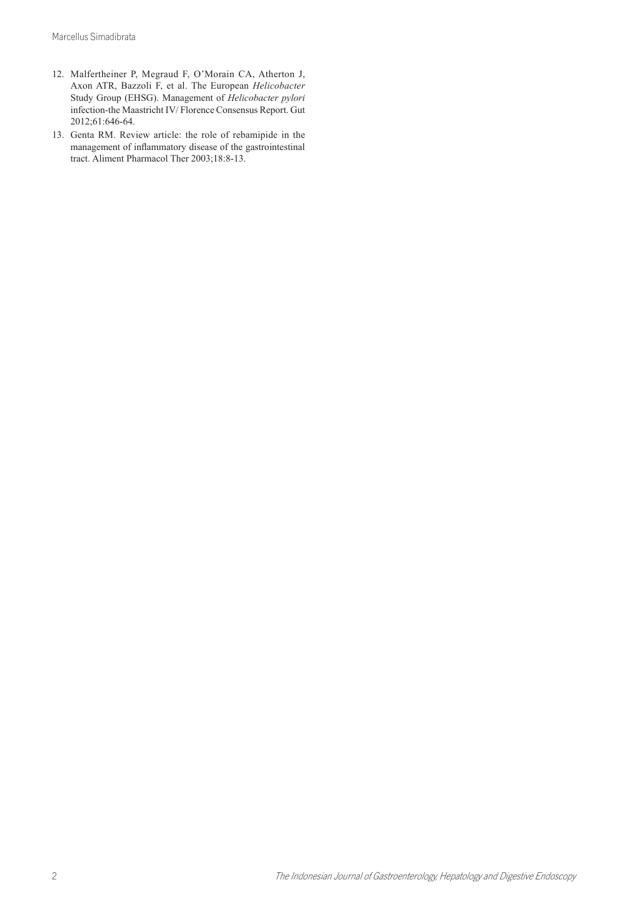12. Malfertheiner P, Megraud F, O'Morain CA, Atherton J, Axon ATR, Bazzoli F, et al. The European *Helicobacter* Study Group (EHSG). Management of *Helicobacter pylori* infection-the Maastricht IV/ Florence Consensus Report. Gut 2012;61:646-64.
13. Genta RM. Review article: the role of rebamipide in the management of inflammatory disease of the gastrointestinal tract. Aliment Pharmacol Ther 2003;18:8-13.